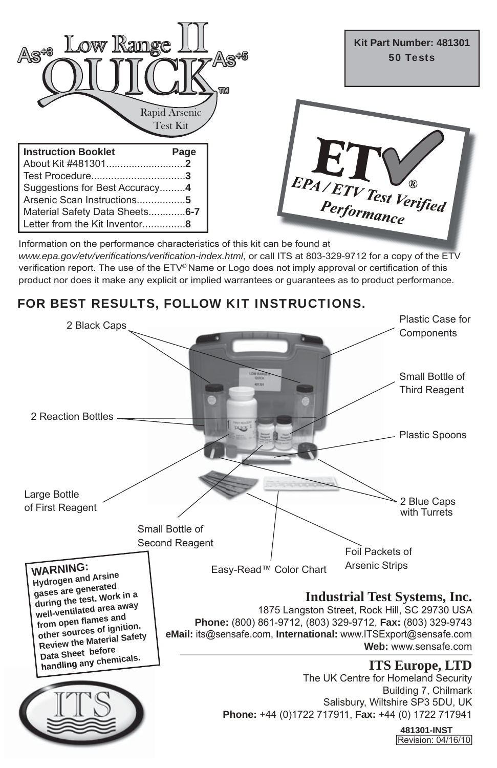# Low Range II QUICK™ $As^{+3}$ $As^{+5}$

Rapid Arsenic Test Kit

**Kit Part Number: 481301**
**50 Tests**

| Instruction Booklet | Page |
|---|---|
| About Kit #481301 | **2** |
| Test Procedure | **3** |
| Suggestions for Best Accuracy | **4** |
| Arsenic Scan Instructions | **5** |
| Material Safety Data Sheets | **6-7** |
| Letter from the Kit Inventor | **8** |

ETV® *EPA / ETV Test Verified Performance*

Information on the performance characteristics of this kit can be found at *www.epa.gov/etv/verifications/verification-index.html*, or call ITS at 803-329-9712 for a copy of the ETV verification report. The use of the ETV® Name or Logo does not imply approval or certification of this product nor does it make any explicit or implied warrantees or guarantees as to product performance.

## FOR BEST RESULTS, FOLLOW KIT INSTRUCTIONS.

- 2 Black Caps
- Plastic Case for Components
- Small Bottle of Third Reagent
- 2 Reaction Bottles
- Plastic Spoons
- Large Bottle of First Reagent
- 2 Blue Caps with Turrets
- Small Bottle of Second Reagent
- Foil Packets of Arsenic Strips
- Easy-Read™ Color Chart

**WARNING:**
**Hydrogen and Arsine gases are generated during the test. Work in a well-ventilated area away from open flames and other sources of ignition. Review the Material Safety Data Sheet before handling any chemicals.**

## Industrial Test Systems, Inc.

1875 Langston Street, Rock Hill, SC 29730 USA
**Phone:** (800) 861-9712, (803) 329-9712, **Fax:** (803) 329-9743
**eMail:** its@sensafe.com, **International:** www.ITSExport@sensafe.com
**Web:** www.sensafe.com

## ITS Europe, LTD

The UK Centre for Homeland Security
Building 7, Chilmark
Salisbury, Wiltshire SP3 5DU, UK
**Phone:** +44 (0)1722 717911, **Fax:** +44 (0) 1722 717941

**481301-INST**
Revision: 04/16/10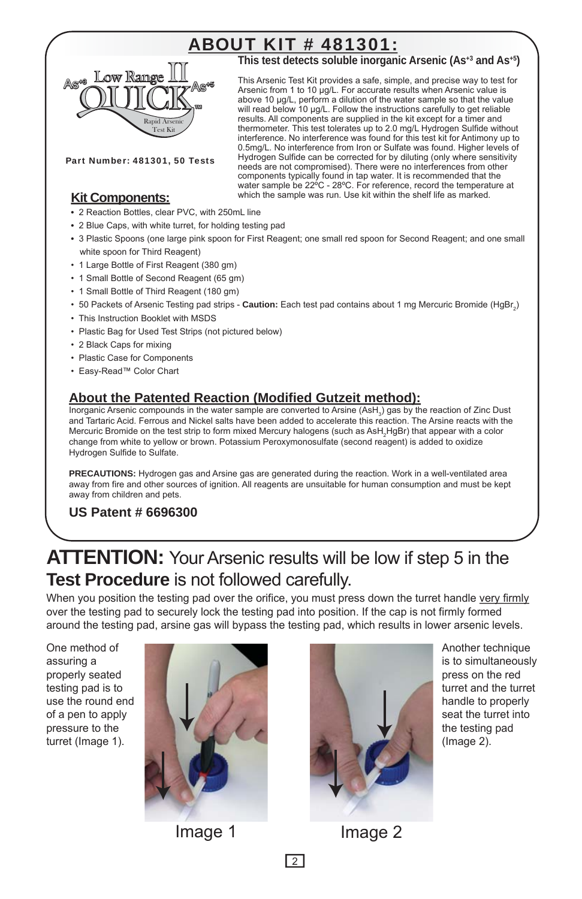# ABOUT KIT # 481301:

**This test detects soluble inorganic Arsenic ($As^{+3}$ and $As^{+5}$)**

Part Number: 481301, 50 Tests

This Arsenic Test Kit provides a safe, simple, and precise way to test for Arsenic from 1 to 10 µg/L. For accurate results when Arsenic value is above 10 µg/L, perform a dilution of the water sample so that the value will read below 10 µg/L. Follow the instructions carefully to get reliable results. All components are supplied in the kit except for a timer and thermometer. This test tolerates up to 2.0 mg/L Hydrogen Sulfide without interference. No interference was found for this test kit for Antimony up to 0.5mg/L. No interference from Iron or Sulfate was found. Higher levels of Hydrogen Sulfide can be corrected for by diluting (only where sensitivity needs are not compromised). There were no interferences from other components typically found in tap water. It is recommended that the water sample be 22ºC - 28ºC. For reference, record the temperature at which the sample was run. Use kit within the shelf life as marked.

## Kit Components:

- 2 Reaction Bottles, clear PVC, with 250mL line
- 2 Blue Caps, with white turret, for holding testing pad
- 3 Plastic Spoons (one large pink spoon for First Reagent; one small red spoon for Second Reagent; and one small white spoon for Third Reagent)
- 1 Large Bottle of First Reagent (380 gm)
- 1 Small Bottle of Second Reagent (65 gm)
- 1 Small Bottle of Third Reagent (180 gm)
- 50 Packets of Arsenic Testing pad strips - **Caution:** Each test pad contains about 1 mg Mercuric Bromide ($HgBr_2$)
- This Instruction Booklet with MSDS
- Plastic Bag for Used Test Strips (not pictured below)
- 2 Black Caps for mixing
- Plastic Case for Components
- Easy-Read™ Color Chart

## About the Patented Reaction (Modified Gutzeit method):

Inorganic Arsenic compounds in the water sample are converted to Arsine ($AsH_3$) gas by the reaction of Zinc Dust and Tartaric Acid. Ferrous and Nickel salts have been added to accelerate this reaction. The Arsine reacts with the Mercuric Bromide on the test strip to form mixed Mercury halogens (such as $AsH_2HgBr$) that appear with a color change from white to yellow or brown. Potassium Peroxymonosulfate (second reagent) is added to oxidize Hydrogen Sulfide to Sulfate.

**PRECAUTIONS:** Hydrogen gas and Arsine gas are generated during the reaction. Work in a well-ventilated area away from fire and other sources of ignition. All reagents are unsuitable for human consumption and must be kept away from children and pets.

**US Patent # 6696300**

# ATTENTION: Your Arsenic results will be low if step 5 in the **Test Procedure** is not followed carefully.

When you position the testing pad over the orifice, you must press down the turret handle very firmly over the testing pad to securely lock the testing pad into position. If the cap is not firmly formed around the testing pad, arsine gas will bypass the testing pad, which results in lower arsenic levels.

One method of assuring a properly seated testing pad is to use the round end of a pen to apply pressure to the turret (Image 1).

Image 1

Image 2

Another technique is to simultaneously press on the red turret and the turret handle to properly seat the turret into the testing pad (Image 2).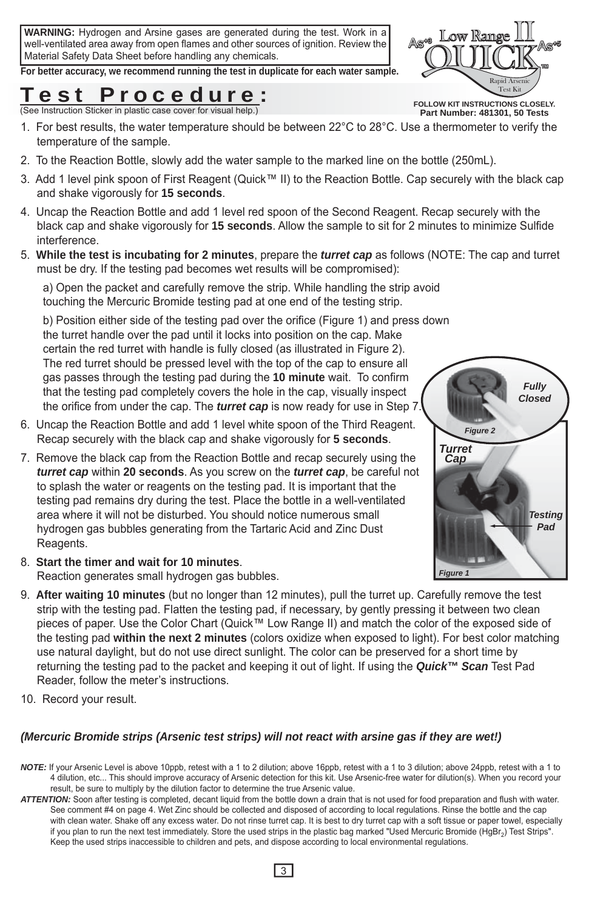**WARNING:** Hydrogen and Arsine gases are generated during the test. Work in a well-ventilated area away from open flames and other sources of ignition. Review the Material Safety Data Sheet before handling any chemicals.

**For better accuracy, we recommend running the test in duplicate for each water sample.**

Low Range II QUICK™ Rapid Arsenic Test Kit

**FOLLOW KIT INSTRUCTIONS CLOSELY.**
**Part Number: 481301, 50 Tests**

# Test Procedure:

(See Instruction Sticker in plastic case cover for visual help.)

1. For best results, the water temperature should be between 22°C to 28°C. Use a thermometer to verify the temperature of the sample.
2. To the Reaction Bottle, slowly add the water sample to the marked line on the bottle (250mL).
3. Add 1 level pink spoon of First Reagent (Quick™ II) to the Reaction Bottle. Cap securely with the black cap and shake vigorously for **15 seconds**.
4. Uncap the Reaction Bottle and add 1 level red spoon of the Second Reagent. Recap securely with the black cap and shake vigorously for **15 seconds**. Allow the sample to sit for 2 minutes to minimize Sulfide interference.
5. **While the test is incubating for 2 minutes**, prepare the ***turret cap*** as follows (NOTE: The cap and turret must be dry. If the testing pad becomes wet results will be compromised):

   a) Open the packet and carefully remove the strip. While handling the strip avoid touching the Mercuric Bromide testing pad at one end of the testing strip.

   b) Position either side of the testing pad over the orifice (Figure 1) and press down the turret handle over the pad until it locks into position on the cap. Make certain the red turret with handle is fully closed (as illustrated in Figure 2). The red turret should be pressed level with the top of the cap to ensure all gas passes through the testing pad during the **10 minute** wait. To confirm that the testing pad completely covers the hole in the cap, visually inspect the orifice from under the cap. The ***turret cap*** is now ready for use in Step 7.
6. Uncap the Reaction Bottle and add 1 level white spoon of the Third Reagent. Recap securely with the black cap and shake vigorously for **5 seconds**.
7. Remove the black cap from the Reaction Bottle and recap securely using the ***turret cap*** within **20 seconds**. As you screw on the ***turret cap***, be careful not to splash the water or reagents on the testing pad. It is important that the testing pad remains dry during the test. Place the bottle in a well-ventilated area where it will not be disturbed. You should notice numerous small hydrogen gas bubbles generating from the Tartaric Acid and Zinc Dust Reagents.
8. **Start the timer and wait for 10 minutes**. Reaction generates small hydrogen gas bubbles.
9. **After waiting 10 minutes** (but no longer than 12 minutes), pull the turret up. Carefully remove the test strip with the testing pad. Flatten the testing pad, if necessary, by gently pressing it between two clean pieces of paper. Use the Color Chart (Quick™ Low Range II) and match the color of the exposed side of the testing pad **within the next 2 minutes** (colors oxidize when exposed to light). For best color matching use natural daylight, but do not use direct sunlight. The color can be preserved for a short time by returning the testing pad to the packet and keeping it out of light. If using the ***Quick™ Scan*** Test Pad Reader, follow the meter's instructions.
10. Record your result.

*Fully Closed*

*Figure 2*

*Turret Cap*

*Testing Pad*

*Figure 1*

***(Mercuric Bromide strips (Arsenic test strips) will not react with arsine gas if they are wet!)***

***NOTE:*** If your Arsenic Level is above 10ppb, retest with a 1 to 2 dilution; above 16ppb, retest with a 1 to 3 dilution; above 24ppb, retest with a 1 to 4 dilution, etc... This should improve accuracy of Arsenic detection for this kit. Use Arsenic-free water for dilution(s). When you record your result, be sure to multiply by the dilution factor to determine the true Arsenic value.

***ATTENTION:*** Soon after testing is completed, decant liquid from the bottle down a drain that is not used for food preparation and flush with water. See comment #4 on page 4. Wet Zinc should be collected and disposed of according to local regulations. Rinse the bottle and the cap with clean water. Shake off any excess water. Do not rinse turret cap. It is best to dry turret cap with a soft tissue or paper towel, especially if you plan to run the next test immediately. Store the used strips in the plastic bag marked "Used Mercuric Bromide ($HgBr_2$) Test Strips". Keep the used strips inaccessible to children and pets, and dispose according to local environmental regulations.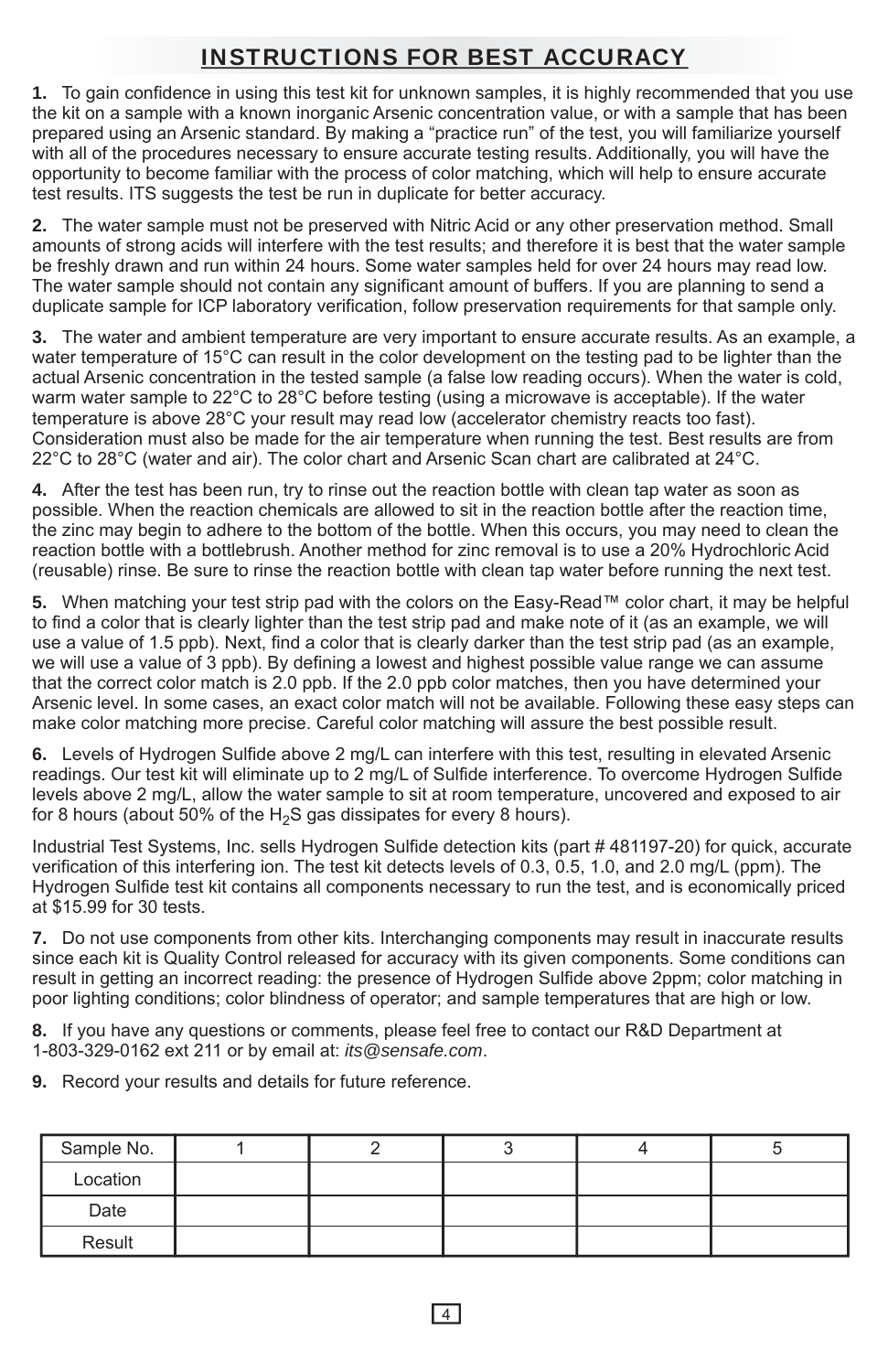## INSTRUCTIONS FOR BEST ACCURACY

**1.** To gain confidence in using this test kit for unknown samples, it is highly recommended that you use the kit on a sample with a known inorganic Arsenic concentration value, or with a sample that has been prepared using an Arsenic standard. By making a “practice run” of the test, you will familiarize yourself with all of the procedures necessary to ensure accurate testing results. Additionally, you will have the opportunity to become familiar with the process of color matching, which will help to ensure accurate test results. ITS suggests the test be run in duplicate for better accuracy.

**2.** The water sample must not be preserved with Nitric Acid or any other preservation method. Small amounts of strong acids will interfere with the test results; and therefore it is best that the water sample be freshly drawn and run within 24 hours. Some water samples held for over 24 hours may read low. The water sample should not contain any significant amount of buffers. If you are planning to send a duplicate sample for ICP laboratory verification, follow preservation requirements for that sample only.

**3.** The water and ambient temperature are very important to ensure accurate results. As an example, a water temperature of 15°C can result in the color development on the testing pad to be lighter than the actual Arsenic concentration in the tested sample (a false low reading occurs). When the water is cold, warm water sample to 22°C to 28°C before testing (using a microwave is acceptable). If the water temperature is above 28°C your result may read low (accelerator chemistry reacts too fast). Consideration must also be made for the air temperature when running the test. Best results are from 22°C to 28°C (water and air). The color chart and Arsenic Scan chart are calibrated at 24°C.

**4.** After the test has been run, try to rinse out the reaction bottle with clean tap water as soon as possible. When the reaction chemicals are allowed to sit in the reaction bottle after the reaction time, the zinc may begin to adhere to the bottom of the bottle. When this occurs, you may need to clean the reaction bottle with a bottlebrush. Another method for zinc removal is to use a 20% Hydrochloric Acid (reusable) rinse. Be sure to rinse the reaction bottle with clean tap water before running the next test.

**5.** When matching your test strip pad with the colors on the Easy-Read™ color chart, it may be helpful to find a color that is clearly lighter than the test strip pad and make note of it (as an example, we will use a value of 1.5 ppb). Next, find a color that is clearly darker than the test strip pad (as an example, we will use a value of 3 ppb). By defining a lowest and highest possible value range we can assume that the correct color match is 2.0 ppb. If the 2.0 ppb color matches, then you have determined your Arsenic level. In some cases, an exact color match will not be available. Following these easy steps can make color matching more precise. Careful color matching will assure the best possible result.

**6.** Levels of Hydrogen Sulfide above 2 mg/L can interfere with this test, resulting in elevated Arsenic readings. Our test kit will eliminate up to 2 mg/L of Sulfide interference. To overcome Hydrogen Sulfide levels above 2 mg/L, allow the water sample to sit at room temperature, uncovered and exposed to air for 8 hours (about 50% of the $H_2S$ gas dissipates for every 8 hours).

Industrial Test Systems, Inc. sells Hydrogen Sulfide detection kits (part # 481197-20) for quick, accurate verification of this interfering ion. The test kit detects levels of 0.3, 0.5, 1.0, and 2.0 mg/L (ppm). The Hydrogen Sulfide test kit contains all components necessary to run the test, and is economically priced at $15.99 for 30 tests.

**7.** Do not use components from other kits. Interchanging components may result in inaccurate results since each kit is Quality Control released for accuracy with its given components. Some conditions can result in getting an incorrect reading: the presence of Hydrogen Sulfide above 2ppm; color matching in poor lighting conditions; color blindness of operator; and sample temperatures that are high or low.

**8.** If you have any questions or comments, please feel free to contact our R&D Department at 1-803-329-0162 ext 211 or by email at: *its@sensafe.com*.

**9.** Record your results and details for future reference.

| Sample No. | 1 | 2 | 3 | 4 | 5 |
|---|---|---|---|---|---|
| Location | | | | | |
| Date | | | | | |
| Result | | | | | |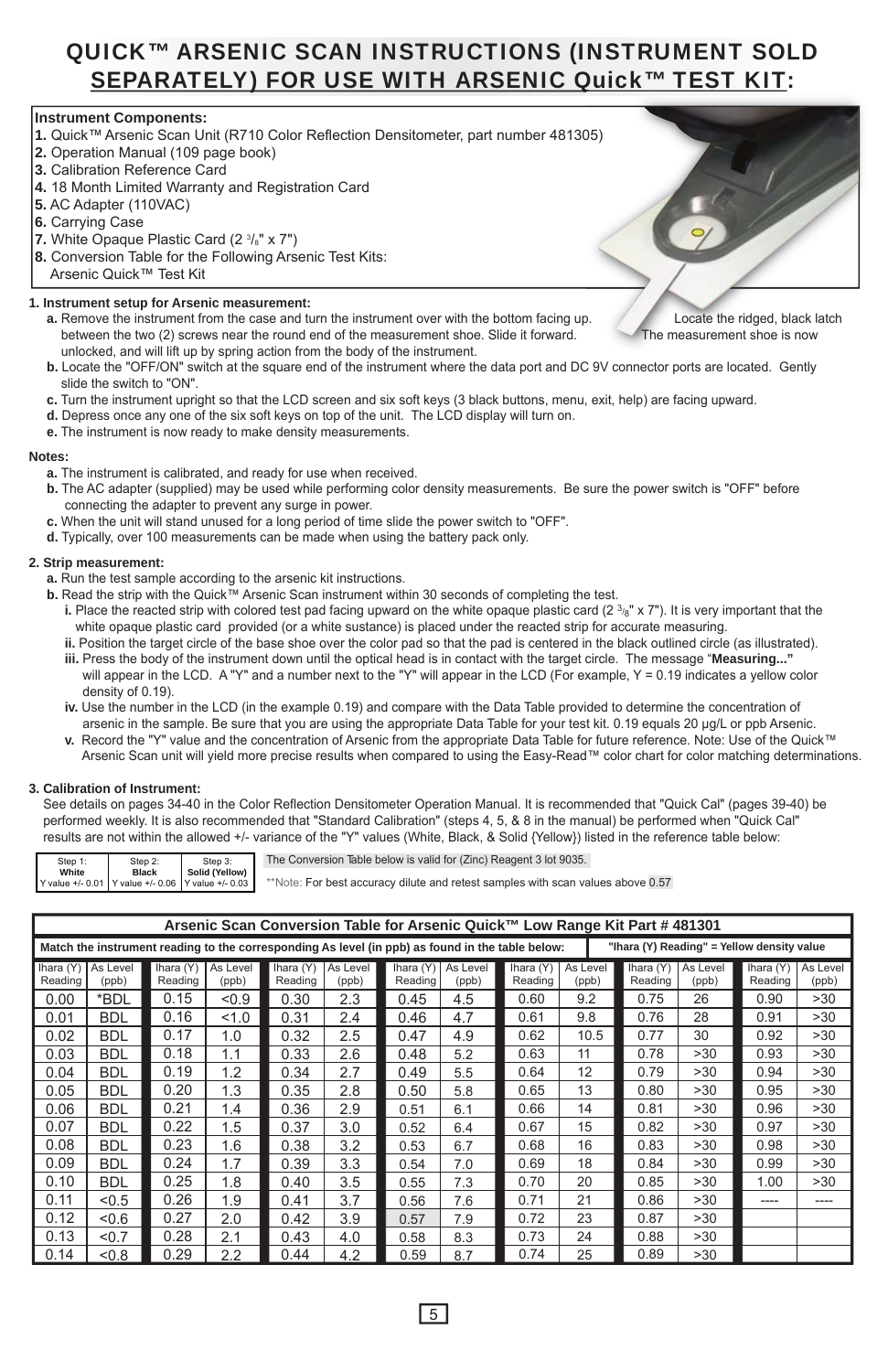# QUICK™ ARSENIC SCAN INSTRUCTIONS (INSTRUMENT SOLD SEPARATELY) FOR USE WITH ARSENIC Quick™ TEST KIT:

**Instrument Components:**

**1.** Quick™ Arsenic Scan Unit (R710 Color Reflection Densitometer, part number 481305)
**2.** Operation Manual (109 page book)
**3.** Calibration Reference Card
**4.** 18 Month Limited Warranty and Registration Card
**5.** AC Adapter (110VAC)
**6.** Carrying Case
**7.** White Opaque Plastic Card (2 3/8" x 7")
**8.** Conversion Table for the Following Arsenic Test Kits:
Arsenic Quick™ Test Kit

**1. Instrument setup for Arsenic measurement:**

**a.** Remove the instrument from the case and turn the instrument over with the bottom facing up. Locate the ridged, black latch between the two (2) screws near the round end of the measurement shoe. Slide it forward. The measurement shoe is now unlocked, and will lift up by spring action from the body of the instrument.

**b.** Locate the "OFF/ON" switch at the square end of the instrument where the data port and DC 9V connector ports are located. Gently slide the switch to "ON".

**c.** Turn the instrument upright so that the LCD screen and six soft keys (3 black buttons, menu, exit, help) are facing upward.

**d.** Depress once any one of the six soft keys on top of the unit. The LCD display will turn on.

**e.** The instrument is now ready to make density measurements.

**Notes:**

**a.** The instrument is calibrated, and ready for use when received.

**b.** The AC adapter (supplied) may be used while performing color density measurements. Be sure the power switch is "OFF" before connecting the adapter to prevent any surge in power.

**c.** When the unit will stand unused for a long period of time slide the power switch to "OFF".

**d.** Typically, over 100 measurements can be made when using the battery pack only.

**2. Strip measurement:**

**a.** Run the test sample according to the arsenic kit instructions.

**b.** Read the strip with the Quick™ Arsenic Scan instrument within 30 seconds of completing the test.

**i.** Place the reacted strip with colored test pad facing upward on the white opaque plastic card (2 3/8" x 7"). It is very important that the white opaque plastic card provided (or a white sustance) is placed under the reacted strip for accurate measuring.

**ii.** Position the target circle of the base shoe over the color pad so that the pad is centered in the black outlined circle (as illustrated).

**iii.** Press the body of the instrument down until the optical head is in contact with the target circle. The message "**Measuring...**" will appear in the LCD. A "Y" and a number next to the "Y" will appear in the LCD (For example, Y = 0.19 indicates a yellow color density of 0.19).

**iv.** Use the number in the LCD (in the example 0.19) and compare with the Data Table provided to determine the concentration of arsenic in the sample. Be sure that you are using the appropriate Data Table for your test kit. 0.19 equals 20 µg/L or ppb Arsenic.

**v.** Record the "Y" value and the concentration of Arsenic from the appropriate Data Table for future reference. Note: Use of the Quick™ Arsenic Scan unit will yield more precise results when compared to using the Easy-Read™ color chart for color matching determinations.

**3. Calibration of Instrument:**

See details on pages 34-40 in the Color Reflection Densitometer Operation Manual. It is recommended that "Quick Cal" (pages 39-40) be performed weekly. It is also recommended that "Standard Calibration" (steps 4, 5, & 8 in the manual) be performed when "Quick Cal" results are not within the allowed +/- variance of the "Y" values (White, Black, & Solid {Yellow}) listed in the reference table below:

| Step 1: White | Step 2: Black | Step 3: Solid (Yellow) |
|---|---|---|
| Y value +/- 0.01 | Y value +/- 0.06 | Y value +/- 0.03 |

The Conversion Table below is valid for (Zinc) Reagent 3 lot 9035.

**Note: For best accuracy dilute and retest samples with scan values above 0.57

**Arsenic Scan Conversion Table for Arsenic Quick™ Low Range Kit Part # 481301**

Match the instrument reading to the corresponding As level (in ppb) as found in the table below: "Ihara (Y) Reading" = Yellow density value

| Ihara (Y) Reading | As Level (ppb) | Ihara (Y) Reading | As Level (ppb) | Ihara (Y) Reading | As Level (ppb) | Ihara (Y) Reading | As Level (ppb) | Ihara (Y) Reading | As Level (ppb) | Ihara (Y) Reading | As Level (ppb) | Ihara (Y) Reading | As Level (ppb) |
|---|---|---|---|---|---|---|---|---|---|---|---|---|---|
| 0.00 | *BDL | 0.15 | <0.9 | 0.30 | 2.3 | 0.45 | 4.5 | 0.60 | 9.2 | 0.75 | 26 | 0.90 | >30 |
| 0.01 | BDL | 0.16 | <1.0 | 0.31 | 2.4 | 0.46 | 4.7 | 0.61 | 9.8 | 0.76 | 28 | 0.91 | >30 |
| 0.02 | BDL | 0.17 | 1.0 | 0.32 | 2.5 | 0.47 | 4.9 | 0.62 | 10.5 | 0.77 | 30 | 0.92 | >30 |
| 0.03 | BDL | 0.18 | 1.1 | 0.33 | 2.6 | 0.48 | 5.2 | 0.63 | 11 | 0.78 | >30 | 0.93 | >30 |
| 0.04 | BDL | 0.19 | 1.2 | 0.34 | 2.7 | 0.49 | 5.5 | 0.64 | 12 | 0.79 | >30 | 0.94 | >30 |
| 0.05 | BDL | 0.20 | 1.3 | 0.35 | 2.8 | 0.50 | 5.8 | 0.65 | 13 | 0.80 | >30 | 0.95 | >30 |
| 0.06 | BDL | 0.21 | 1.4 | 0.36 | 2.9 | 0.51 | 6.1 | 0.66 | 14 | 0.81 | >30 | 0.96 | >30 |
| 0.07 | BDL | 0.22 | 1.5 | 0.37 | 3.0 | 0.52 | 6.4 | 0.67 | 15 | 0.82 | >30 | 0.97 | >30 |
| 0.08 | BDL | 0.23 | 1.6 | 0.38 | 3.2 | 0.53 | 6.7 | 0.68 | 16 | 0.83 | >30 | 0.98 | >30 |
| 0.09 | BDL | 0.24 | 1.7 | 0.39 | 3.3 | 0.54 | 7.0 | 0.69 | 18 | 0.84 | >30 | 0.99 | >30 |
| 0.10 | BDL | 0.25 | 1.8 | 0.40 | 3.5 | 0.55 | 7.3 | 0.70 | 20 | 0.85 | >30 | 1.00 | >30 |
| 0.11 | <0.5 | 0.26 | 1.9 | 0.41 | 3.7 | 0.56 | 7.6 | 0.71 | 21 | 0.86 | >30 | ---- | ---- |
| 0.12 | <0.6 | 0.27 | 2.0 | 0.42 | 3.9 | 0.57 | 7.9 | 0.72 | 23 | 0.87 | >30 | | |
| 0.13 | <0.7 | 0.28 | 2.1 | 0.43 | 4.0 | 0.58 | 8.3 | 0.73 | 24 | 0.88 | >30 | | |
| 0.14 | <0.8 | 0.29 | 2.2 | 0.44 | 4.2 | 0.59 | 8.7 | 0.74 | 25 | 0.89 | >30 | | |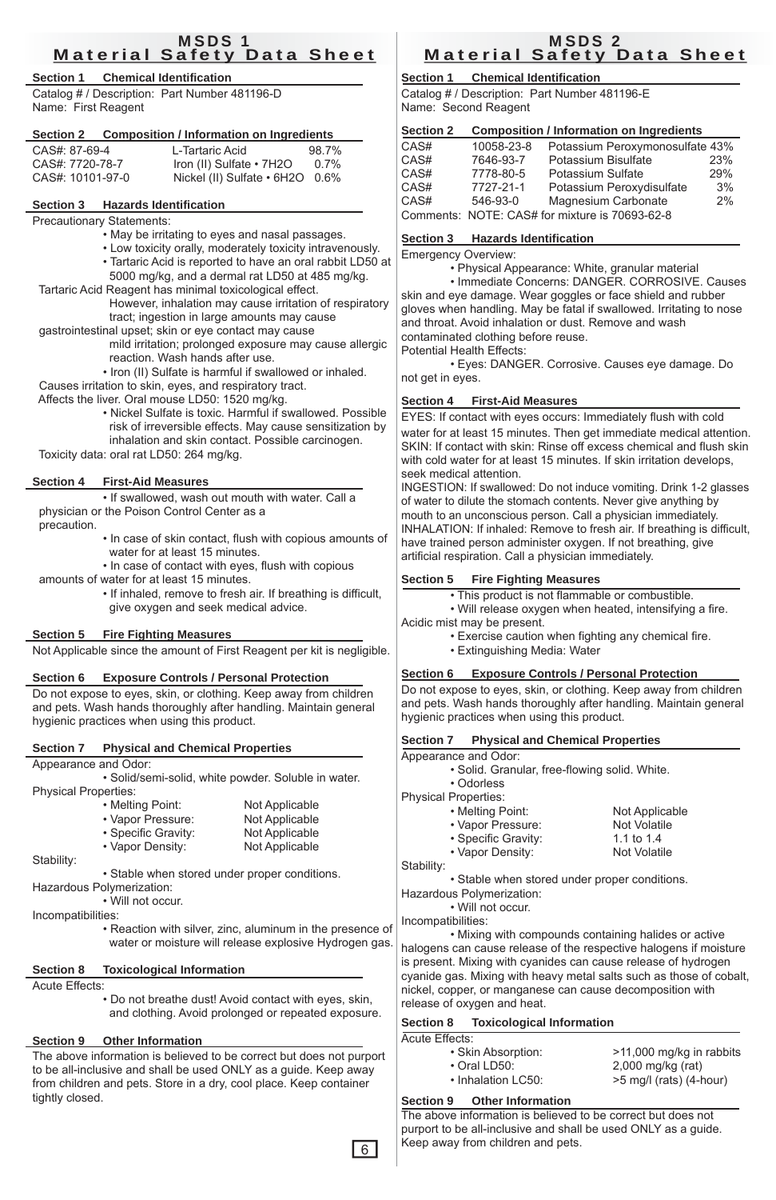# MSDS 1
## Material Safety Data Sheet

### Section 1 Chemical Identification

Catalog # / Description: Part Number 481196-D
Name: First Reagent

### Section 2 Composition / Information on Ingredients

| CAS# | Ingredient | % |
|---|---|---|
| CAS#: 87-69-4 | L-Tartaric Acid | 98.7% |
| CAS#: 7720-78-7 | Iron (II) Sulfate • 7H2O | 0.7% |
| CAS#: 10101-97-0 | Nickel (II) Sulfate • 6H2O | 0.6% |

### Section 3 Hazards Identification

Precautionary Statements:

- May be irritating to eyes and nasal passages.
- Low toxicity orally, moderately toxicity intravenously.
- Tartaric Acid is reported to have an oral rabbit LD50 at 5000 mg/kg, and a dermal rat LD50 at 485 mg/kg.

Tartaric Acid Reagent has minimal toxicological effect. However, inhalation may cause irritation of respiratory tract; ingestion in large amounts may cause gastrointestinal upset; skin or eye contact may cause mild irritation; prolonged exposure may cause allergic reaction. Wash hands after use.

- Iron (II) Sulfate is harmful if swallowed or inhaled.

Causes irritation to skin, eyes, and respiratory tract. Affects the liver. Oral mouse LD50: 1520 mg/kg.

- Nickel Sulfate is toxic. Harmful if swallowed. Possible risk of irreversible effects. May cause sensitization by inhalation and skin contact. Possible carcinogen.

Toxicity data: oral rat LD50: 264 mg/kg.

### Section 4 First-Aid Measures

- If swallowed, wash out mouth with water. Call a physician or the Poison Control Center as a precaution.
- In case of skin contact, flush with copious amounts of water for at least 15 minutes.
- In case of contact with eyes, flush with copious amounts of water for at least 15 minutes.
- If inhaled, remove to fresh air. If breathing is difficult, give oxygen and seek medical advice.

### Section 5 Fire Fighting Measures

Not Applicable since the amount of First Reagent per kit is negligible.

### Section 6 Exposure Controls / Personal Protection

Do not expose to eyes, skin, or clothing. Keep away from children and pets. Wash hands thoroughly after handling. Maintain general hygienic practices when using this product.

### Section 7 Physical and Chemical Properties

Appearance and Odor:

- Solid/semi-solid, white powder. Soluble in water.

Physical Properties:

- Melting Point: Not Applicable
- Vapor Pressure: Not Applicable
- Specific Gravity: Not Applicable
- Vapor Density: Not Applicable

Stability:

- Stable when stored under proper conditions.

Hazardous Polymerization:

- Will not occur.

Incompatibilities:

- Reaction with silver, zinc, aluminum in the presence of water or moisture will release explosive Hydrogen gas.

### Section 8 Toxicological Information

Acute Effects:

- Do not breathe dust! Avoid contact with eyes, skin, and clothing. Avoid prolonged or repeated exposure.

### Section 9 Other Information

The above information is believed to be correct but does not purport to be all-inclusive and shall be used ONLY as a guide. Keep away from children and pets. Store in a dry, cool place. Keep container tightly closed.

# MSDS 2
## Material Safety Data Sheet

### Section 1 Chemical Identification

Catalog # / Description: Part Number 481196-E
Name: Second Reagent

### Section 2 Composition / Information on Ingredients

| CAS# | Number | Ingredient | % |
|---|---|---|---|
| CAS# | 10058-23-8 | Potassium Peroxymonosulfate | 43% |
| CAS# | 7646-93-7 | Potassium Bisulfate | 23% |
| CAS# | 7778-80-5 | Potassium Sulfate | 29% |
| CAS# | 7727-21-1 | Potassium Peroxydisulfate | 3% |
| CAS# | 546-93-0 | Magnesium Carbonate | 2% |

Comments: NOTE: CAS# for mixture is 70693-62-8

### Section 3 Hazards Identification

Emergency Overview:

- Physical Appearance: White, granular material
- Immediate Concerns: DANGER. CORROSIVE. Causes skin and eye damage. Wear goggles or face shield and rubber gloves when handling. May be fatal if swallowed. Irritating to nose and throat. Avoid inhalation or dust. Remove and wash contaminated clothing before reuse.

Potential Health Effects:

- Eyes: DANGER. Corrosive. Causes eye damage. Do not get in eyes.

### Section 4 First-Aid Measures

EYES: If contact with eyes occurs: Immediately flush with cold water for at least 15 minutes. Then get immediate medical attention.
SKIN: If contact with skin: Rinse off excess chemical and flush skin with cold water for at least 15 minutes. If skin irritation develops, seek medical attention.
INGESTION: If swallowed: Do not induce vomiting. Drink 1-2 glasses of water to dilute the stomach contents. Never give anything by mouth to an unconscious person. Call a physician immediately.
INHALATION: If inhaled: Remove to fresh air. If breathing is difficult, have trained person administer oxygen. If not breathing, give artificial respiration. Call a physician immediately.

### Section 5 Fire Fighting Measures

- This product is not flammable or combustible.
- Will release oxygen when heated, intensifying a fire. Acidic mist may be present.
- Exercise caution when fighting any chemical fire.
- Extinguishing Media: Water

### Section 6 Exposure Controls / Personal Protection

Do not expose to eyes, skin, or clothing. Keep away from children and pets. Wash hands thoroughly after handling. Maintain general hygienic practices when using this product.

### Section 7 Physical and Chemical Properties

Appearance and Odor:

- Solid. Granular, free-flowing solid. White.
- Odorless

Physical Properties:

- Melting Point: Not Applicable
- Vapor Pressure: Not Volatile
- Specific Gravity: 1.1 to 1.4
- Vapor Density: Not Volatile

Stability:

- Stable when stored under proper conditions.

Hazardous Polymerization:

- Will not occur.

Incompatibilities:

- Mixing with compounds containing halides or active halogens can cause release of the respective halogens if moisture is present. Mixing with cyanides can cause release of hydrogen cyanide gas. Mixing with heavy metal salts such as those of cobalt, nickel, copper, or manganese can cause decomposition with release of oxygen and heat.

### Section 8 Toxicological Information

Acute Effects:

- Skin Absorption: >11,000 mg/kg in rabbits
- Oral LD50: 2,000 mg/kg (rat)
- Inhalation LC50: >5 mg/l (rats) (4-hour)

### Section 9 Other Information

The above information is believed to be correct but does not purport to be all-inclusive and shall be used ONLY as a guide. Keep away from children and pets.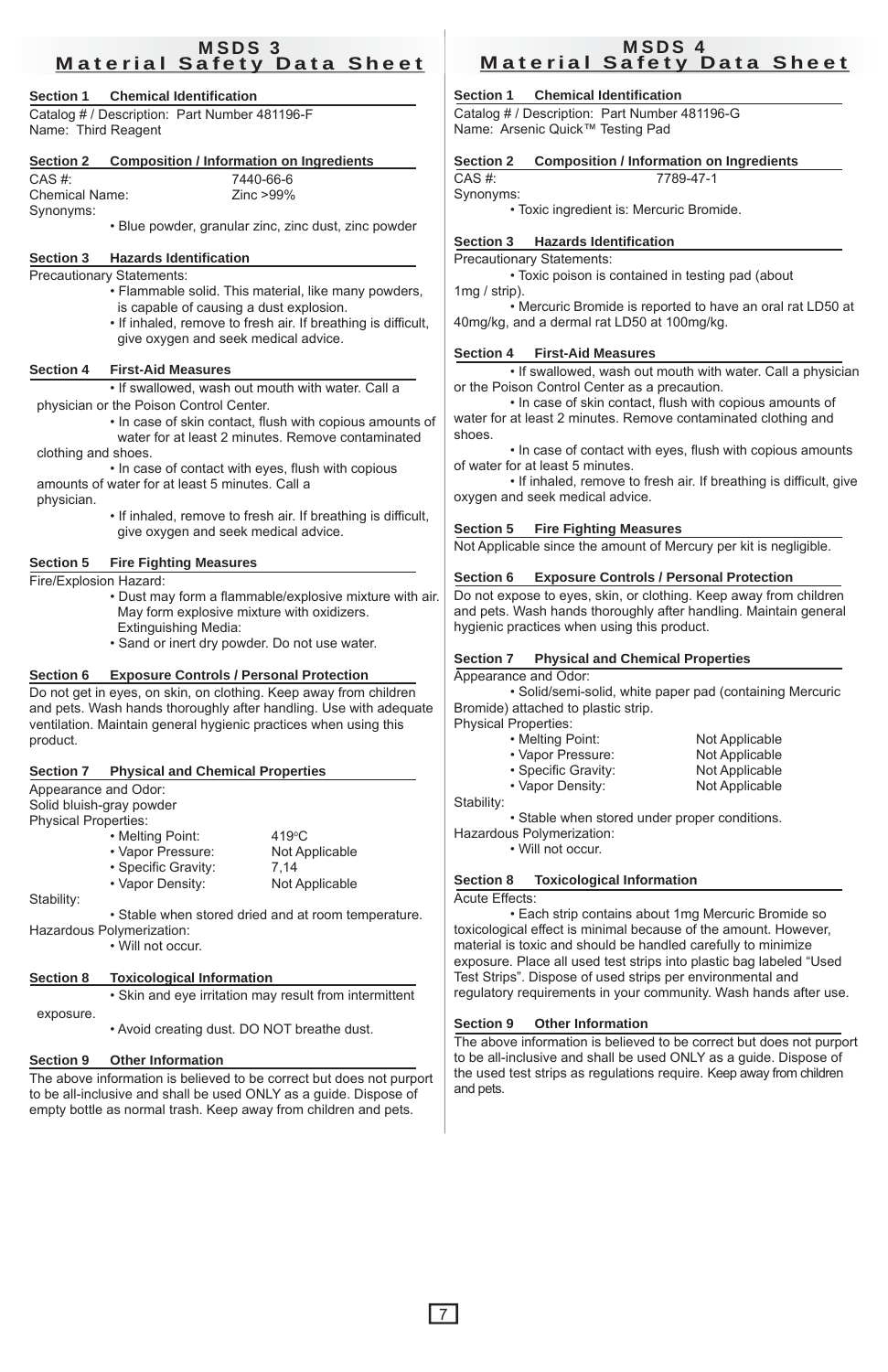# MSDS 3
## Material Safety Data Sheet

### Section 1 Chemical Identification

Catalog # / Description: Part Number 481196-F
Name: Third Reagent

### Section 2 Composition / Information on Ingredients

CAS #: 7440-66-6
Chemical Name: Zinc >99%
Synonyms:

- Blue powder, granular zinc, zinc dust, zinc powder

### Section 3 Hazards Identification

Precautionary Statements:

- Flammable solid. This material, like many powders, is capable of causing a dust explosion.
- If inhaled, remove to fresh air. If breathing is difficult, give oxygen and seek medical advice.

### Section 4 First-Aid Measures

- If swallowed, wash out mouth with water. Call a physician or the Poison Control Center.
- In case of skin contact, flush with copious amounts of water for at least 2 minutes. Remove contaminated clothing and shoes.
- In case of contact with eyes, flush with copious amounts of water for at least 5 minutes. Call a physician.
- If inhaled, remove to fresh air. If breathing is difficult, give oxygen and seek medical advice.

### Section 5 Fire Fighting Measures

Fire/Explosion Hazard:

- Dust may form a flammable/explosive mixture with air. May form explosive mixture with oxidizers.
  Extinguishing Media:
- Sand or inert dry powder. Do not use water.

### Section 6 Exposure Controls / Personal Protection

Do not get in eyes, on skin, on clothing. Keep away from children and pets. Wash hands thoroughly after handling. Use with adequate ventilation. Maintain general hygienic practices when using this product.

### Section 7 Physical and Chemical Properties

Appearance and Odor:
Solid bluish-gray powder
Physical Properties:

- Melting Point: 419°C
- Vapor Pressure: Not Applicable
- Specific Gravity: 7,14
- Vapor Density: Not Applicable

Stability:

- Stable when stored dried and at room temperature.

Hazardous Polymerization:

- Will not occur.

### Section 8 Toxicological Information

- Skin and eye irritation may result from intermittent exposure.
- Avoid creating dust. DO NOT breathe dust.

### Section 9 Other Information

The above information is believed to be correct but does not purport to be all-inclusive and shall be used ONLY as a guide. Dispose of empty bottle as normal trash. Keep away from children and pets.

# MSDS 4
## Material Safety Data Sheet

### Section 1 Chemical Identification

Catalog # / Description: Part Number 481196-G
Name: Arsenic Quick™ Testing Pad

### Section 2 Composition / Information on Ingredients

CAS #: 7789-47-1
Synonyms:

- Toxic ingredient is: Mercuric Bromide.

### Section 3 Hazards Identification

Precautionary Statements:

- Toxic poison is contained in testing pad (about 1mg / strip).
- Mercuric Bromide is reported to have an oral rat LD50 at 40mg/kg, and a dermal rat LD50 at 100mg/kg.

### Section 4 First-Aid Measures

- If swallowed, wash out mouth with water. Call a physician or the Poison Control Center as a precaution.
- In case of skin contact, flush with copious amounts of water for at least 2 minutes. Remove contaminated clothing and shoes.
- In case of contact with eyes, flush with copious amounts of water for at least 5 minutes.
- If inhaled, remove to fresh air. If breathing is difficult, give oxygen and seek medical advice.

### Section 5 Fire Fighting Measures

Not Applicable since the amount of Mercury per kit is negligible.

### Section 6 Exposure Controls / Personal Protection

Do not expose to eyes, skin, or clothing. Keep away from children and pets. Wash hands thoroughly after handling. Maintain general hygienic practices when using this product.

### Section 7 Physical and Chemical Properties

Appearance and Odor:

- Solid/semi-solid, white paper pad (containing Mercuric Bromide) attached to plastic strip.

Physical Properties:

- Melting Point: Not Applicable
- Vapor Pressure: Not Applicable
- Specific Gravity: Not Applicable
- Vapor Density: Not Applicable

Stability:

- Stable when stored under proper conditions.

Hazardous Polymerization:

- Will not occur.

### Section 8 Toxicological Information

Acute Effects:

- Each strip contains about 1mg Mercuric Bromide so toxicological effect is minimal because of the amount. However, material is toxic and should be handled carefully to minimize exposure. Place all used test strips into plastic bag labeled "Used Test Strips". Dispose of used strips per environmental and regulatory requirements in your community. Wash hands after use.

### Section 9 Other Information

The above information is believed to be correct but does not purport to be all-inclusive and shall be used ONLY as a guide. Dispose of the used test strips as regulations require. Keep away from children and pets.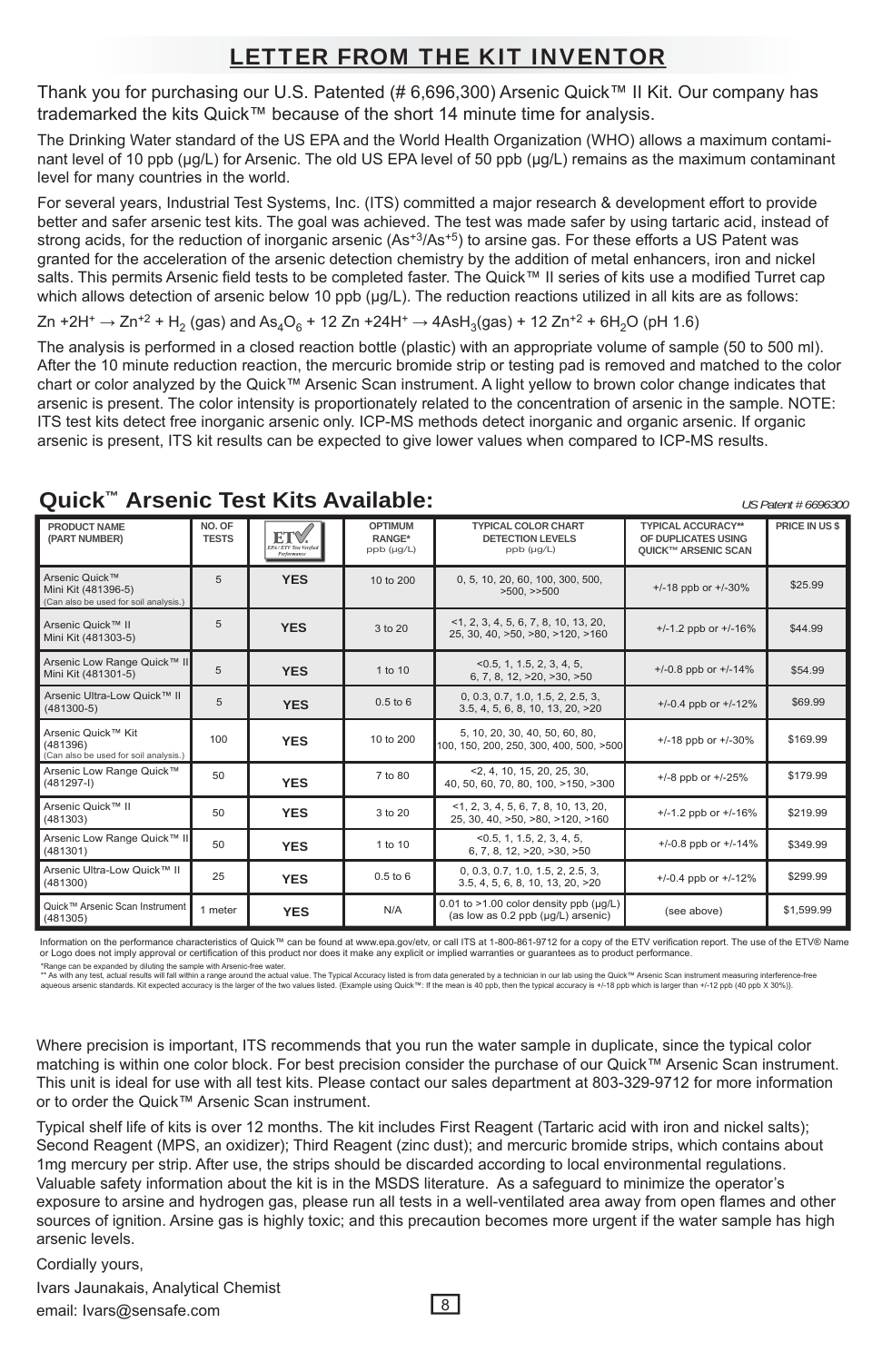# LETTER FROM THE KIT INVENTOR

Thank you for purchasing our U.S. Patented (# 6,696,300) Arsenic Quick™ II Kit. Our company has trademarked the kits Quick™ because of the short 14 minute time for analysis.

The Drinking Water standard of the US EPA and the World Health Organization (WHO) allows a maximum contaminant level of 10 ppb (μg/L) for Arsenic. The old US EPA level of 50 ppb (μg/L) remains as the maximum contaminant level for many countries in the world.

For several years, Industrial Test Systems, Inc. (ITS) committed a major research & development effort to provide better and safer arsenic test kits. The goal was achieved. The test was made safer by using tartaric acid, instead of strong acids, for the reduction of inorganic arsenic ($As^{+3}$/$As^{+5}$) to arsine gas. For these efforts a US Patent was granted for the acceleration of the arsenic detection chemistry by the addition of metal enhancers, iron and nickel salts. This permits Arsenic field tests to be completed faster. The Quick™ II series of kits use a modified Turret cap which allows detection of arsenic below 10 ppb (μg/L). The reduction reactions utilized in all kits are as follows:

$Zn + 2H^+ \rightarrow Zn^{+2} + H_2$ (gas) and $As_4O_6 + 12\ Zn + 24H^+ \rightarrow 4AsH_3$(gas) $+ 12\ Zn^{+2} + 6H_2O$ (pH 1.6)

The analysis is performed in a closed reaction bottle (plastic) with an appropriate volume of sample (50 to 500 ml). After the 10 minute reduction reaction, the mercuric bromide strip or testing pad is removed and matched to the color chart or color analyzed by the Quick™ Arsenic Scan instrument. A light yellow to brown color change indicates that arsenic is present. The color intensity is proportionately related to the concentration of arsenic in the sample. NOTE: ITS test kits detect free inorganic arsenic only. ICP-MS methods detect inorganic and organic arsenic. If organic arsenic is present, ITS kit results can be expected to give lower values when compared to ICP-MS results.

## Quick™ Arsenic Test Kits Available:

*US Patent # 6696300*

| PRODUCT NAME (PART NUMBER) | NO. OF TESTS | ETV (EPA / ETV Test Verified Performance) | OPTIMUM RANGE* ppb (μg/L) | TYPICAL COLOR CHART DETECTION LEVELS ppb (μg/L) | TYPICAL ACCURACY** OF DUPLICATES USING QUICK™ ARSENIC SCAN | PRICE IN US $ |
|---|---|---|---|---|---|---|
| Arsenic Quick™ Mini Kit (481396-5) (Can also be used for soil analysis.) | 5 | YES | 10 to 200 | 0, 5, 10, 20, 60, 100, 300, 500, >500, >>500 | +/-18 ppb or +/-30% | $25.99 |
| Arsenic Quick™ II Mini Kit (481303-5) | 5 | YES | 3 to 20 | <1, 2, 3, 4, 5, 6, 7, 8, 10, 13, 20, 25, 30, 40, >50, >80, >120, >160 | +/-1.2 ppb or +/-16% | $44.99 |
| Arsenic Low Range Quick™ II Mini Kit (481301-5) | 5 | YES | 1 to 10 | <0.5, 1, 1.5, 2, 3, 4, 5, 6, 7, 8, 12, >20, >30, >50 | +/-0.8 ppb or +/-14% | $54.99 |
| Arsenic Ultra-Low Quick™ II (481300-5) | 5 | YES | 0.5 to 6 | 0, 0.3, 0.7, 1.0, 1.5, 2, 2.5, 3, 3.5, 4, 5, 6, 8, 10, 13, 20, >20 | +/-0.4 ppb or +/-12% | $69.99 |
| Arsenic Quick™ Kit (481396) (Can also be used for soil analysis.) | 100 | YES | 10 to 200 | 5, 10, 20, 30, 40, 50, 60, 80, 100, 150, 200, 250, 300, 400, 500, >500 | +/-18 ppb or +/-30% | $169.99 |
| Arsenic Low Range Quick™ (481297-I) | 50 | YES | 7 to 80 | <2, 4, 10, 15, 20, 25, 30, 40, 50, 60, 70, 80, 100, >150, >300 | +/-8 ppb or +/-25% | $179.99 |
| Arsenic Quick™ II (481303) | 50 | YES | 3 to 20 | <1, 2, 3, 4, 5, 6, 7, 8, 10, 13, 20, 25, 30, 40, >50, >80, >120, >160 | +/-1.2 ppb or +/-16% | $219.99 |
| Arsenic Low Range Quick™ II (481301) | 50 | YES | 1 to 10 | <0.5, 1, 1.5, 2, 3, 4, 5, 6, 7, 8, 12, >20, >30, >50 | +/-0.8 ppb or +/-14% | $349.99 |
| Arsenic Ultra-Low Quick™ II (481300) | 25 | YES | 0.5 to 6 | 0, 0.3, 0.7, 1.0, 1.5, 2, 2.5, 3, 3.5, 4, 5, 6, 8, 10, 13, 20, >20 | +/-0.4 ppb or +/-12% | $299.99 |
| Quick™ Arsenic Scan Instrument (481305) | 1 meter | YES | N/A | 0.01 to >1.00 color density ppb (μg/L) (as low as 0.2 ppb (μg/L) arsenic) | (see above) | $1,599.99 |

Information on the performance characteristics of Quick™ can be found at www.epa.gov/etv, or call ITS at 1-800-861-9712 for a copy of the ETV verification report. The use of the ETV® Name or Logo does not imply approval or certification of this product nor does it make any explicit or implied warranties or guarantees as to product performance.

*Range can be expanded by diluting the sample with Arsenic-free water.

** As with any test, actual results will fall within a range around the actual value. The Typical Accuracy listed is from data generated by a technician in our lab using the Quick™ Arsenic Scan instrument measuring interference-free aqueous arsenic standards. Kit expected accuracy is the larger of the two values listed. (Example using Quick™: If the mean is 40 ppb, then the typical accuracy is +/-18 ppb which is larger than +/-12 ppb (40 ppb X 30%)).

Where precision is important, ITS recommends that you run the water sample in duplicate, since the typical color matching is within one color block. For best precision consider the purchase of our Quick™ Arsenic Scan instrument. This unit is ideal for use with all test kits. Please contact our sales department at 803-329-9712 for more information or to order the Quick™ Arsenic Scan instrument.

Typical shelf life of kits is over 12 months. The kit includes First Reagent (Tartaric acid with iron and nickel salts); Second Reagent (MPS, an oxidizer); Third Reagent (zinc dust); and mercuric bromide strips, which contains about 1mg mercury per strip. After use, the strips should be discarded according to local environmental regulations. Valuable safety information about the kit is in the MSDS literature. As a safeguard to minimize the operator's exposure to arsine and hydrogen gas, please run all tests in a well-ventilated area away from open flames and other sources of ignition. Arsine gas is highly toxic; and this precaution becomes more urgent if the water sample has high arsenic levels.

Cordially yours,

Ivars Jaunakais, Analytical Chemist

email: Ivars@sensafe.com